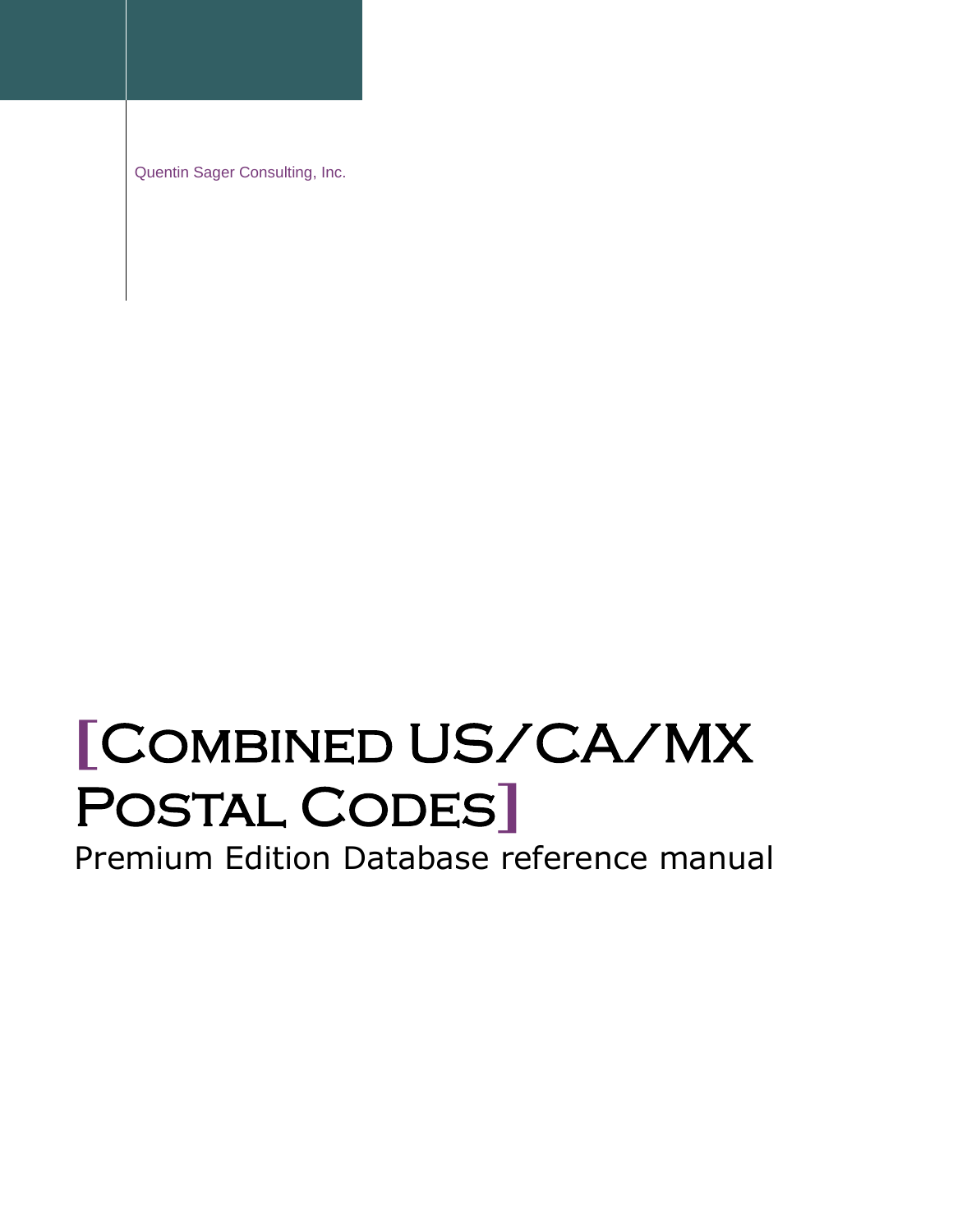Quentin Sager Consulting, Inc.

# [Combined US/CA/MX Postal Codes]

Premium Edition Database reference manual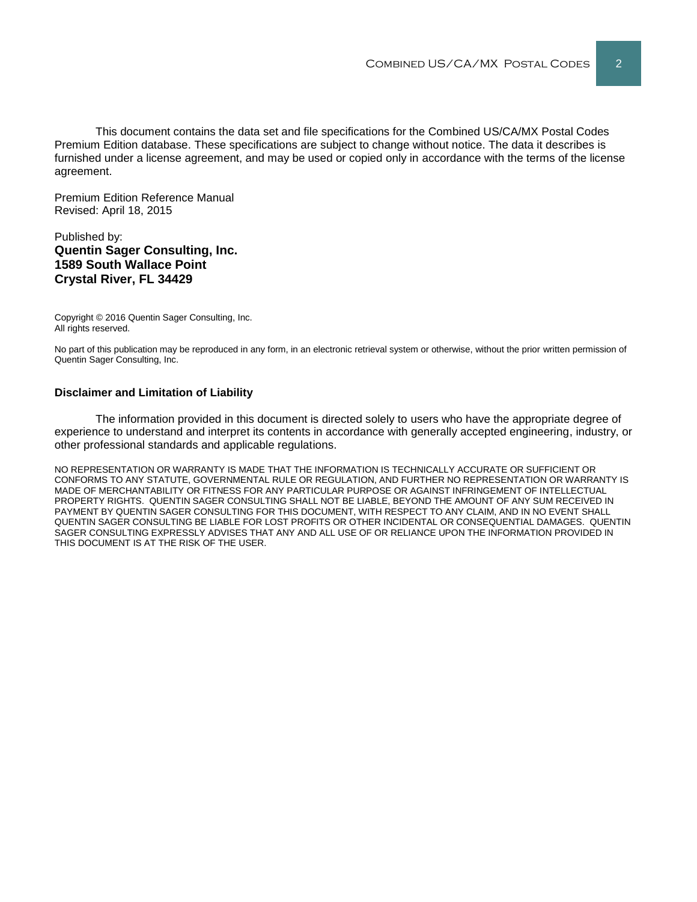This document contains the data set and file specifications for the Combined US/CA/MX Postal Codes Premium Edition database. These specifications are subject to change without notice. The data it describes is furnished under a license agreement, and may be used or copied only in accordance with the terms of the license agreement.

Premium Edition Reference Manual
Revised: April 18, 2015

Published by:
**Quentin Sager Consulting, Inc.**
**1589 South Wallace Point**
**Crystal River, FL 34429**

Copyright © 2016 Quentin Sager Consulting, Inc.
All rights reserved.

No part of this publication may be reproduced in any form, in an electronic retrieval system or otherwise, without the prior written permission of Quentin Sager Consulting, Inc.

**Disclaimer and Limitation of Liability**

The information provided in this document is directed solely to users who have the appropriate degree of experience to understand and interpret its contents in accordance with generally accepted engineering, industry, or other professional standards and applicable regulations.

NO REPRESENTATION OR WARRANTY IS MADE THAT THE INFORMATION IS TECHNICALLY ACCURATE OR SUFFICIENT OR CONFORMS TO ANY STATUTE, GOVERNMENTAL RULE OR REGULATION, AND FURTHER NO REPRESENTATION OR WARRANTY IS MADE OF MERCHANTABILITY OR FITNESS FOR ANY PARTICULAR PURPOSE OR AGAINST INFRINGEMENT OF INTELLECTUAL PROPERTY RIGHTS. QUENTIN SAGER CONSULTING SHALL NOT BE LIABLE, BEYOND THE AMOUNT OF ANY SUM RECEIVED IN PAYMENT BY QUENTIN SAGER CONSULTING FOR THIS DOCUMENT, WITH RESPECT TO ANY CLAIM, AND IN NO EVENT SHALL QUENTIN SAGER CONSULTING BE LIABLE FOR LOST PROFITS OR OTHER INCIDENTAL OR CONSEQUENTIAL DAMAGES. QUENTIN SAGER CONSULTING EXPRESSLY ADVISES THAT ANY AND ALL USE OF OR RELIANCE UPON THE INFORMATION PROVIDED IN THIS DOCUMENT IS AT THE RISK OF THE USER.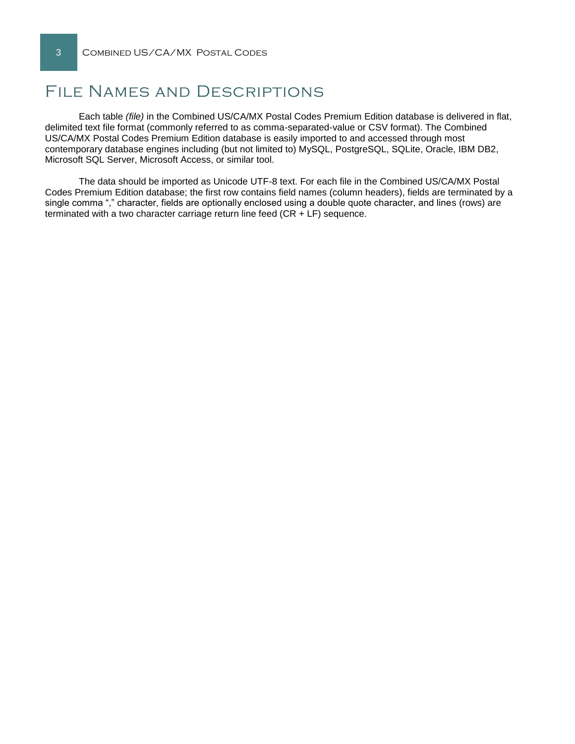# File Names and Descriptions

Each table *(file)* in the Combined US/CA/MX Postal Codes Premium Edition database is delivered in flat, delimited text file format (commonly referred to as comma-separated-value or CSV format). The Combined US/CA/MX Postal Codes Premium Edition database is easily imported to and accessed through most contemporary database engines including (but not limited to) MySQL, PostgreSQL, SQLite, Oracle, IBM DB2, Microsoft SQL Server, Microsoft Access, or similar tool.

The data should be imported as Unicode UTF-8 text. For each file in the Combined US/CA/MX Postal Codes Premium Edition database; the first row contains field names (column headers), fields are terminated by a single comma "," character, fields are optionally enclosed using a double quote character, and lines (rows) are terminated with a two character carriage return line feed (CR + LF) sequence.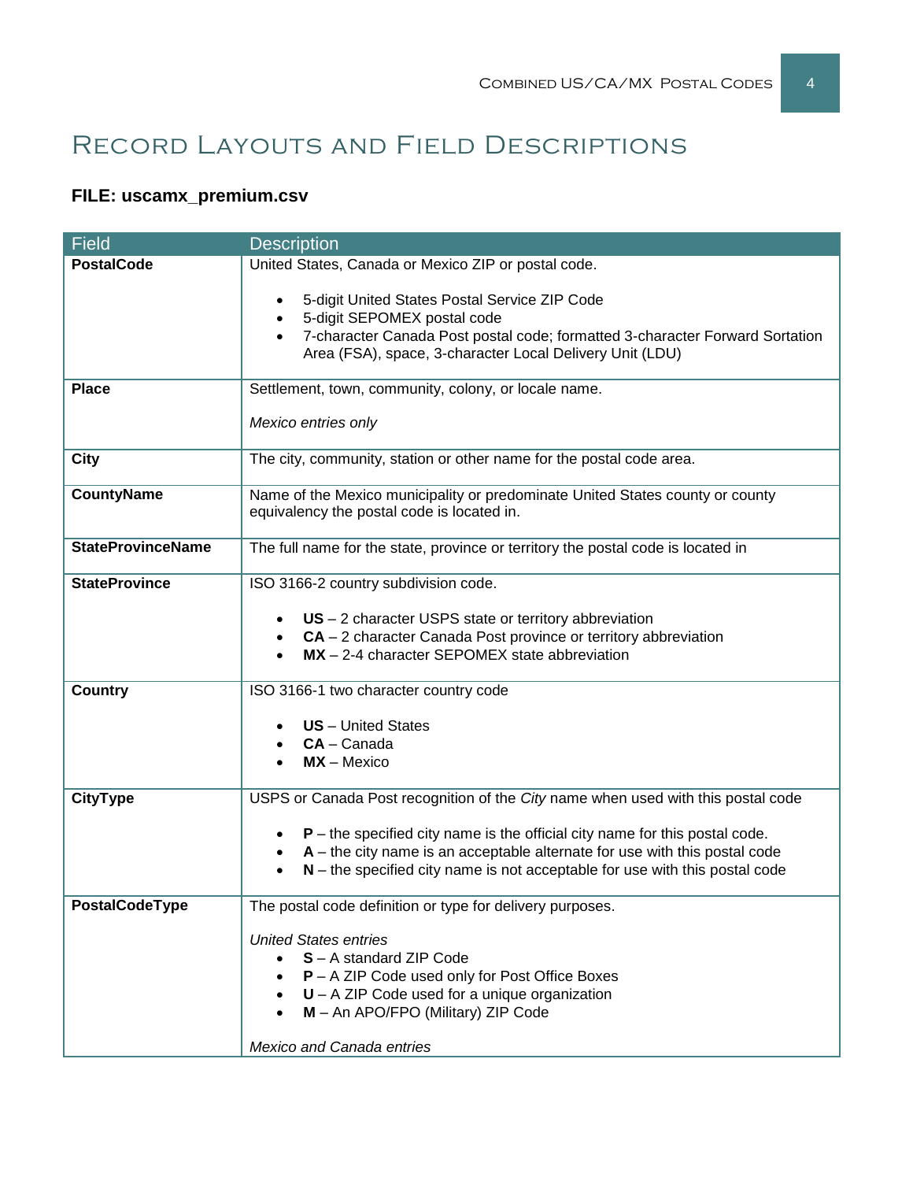# Record Layouts and Field Descriptions

**FILE: uscamx_premium.csv**

| Field | Description |
|---|---|
| **PostalCode** | United States, Canada or Mexico ZIP or postal code.<br><br>• 5-digit United States Postal Service ZIP Code<br>• 5-digit SEPOMEX postal code<br>• 7-character Canada Post postal code; formatted 3-character Forward Sortation Area (FSA), space, 3-character Local Delivery Unit (LDU) |
| **Place** | Settlement, town, community, colony, or locale name.<br><br>*Mexico entries only* |
| **City** | The city, community, station or other name for the postal code area. |
| **CountyName** | Name of the Mexico municipality or predominate United States county or county equivalency the postal code is located in. |
| **StateProvinceName** | The full name for the state, province or territory the postal code is located in |
| **StateProvince** | ISO 3166-2 country subdivision code.<br><br>• **US** – 2 character USPS state or territory abbreviation<br>• **CA** – 2 character Canada Post province or territory abbreviation<br>• **MX** – 2-4 character SEPOMEX state abbreviation |
| **Country** | ISO 3166-1 two character country code<br><br>• **US** – United States<br>• **CA** – Canada<br>• **MX** – Mexico |
| **CityType** | USPS or Canada Post recognition of the *City* name when used with this postal code<br><br>• **P** – the specified city name is the official city name for this postal code.<br>• **A** – the city name is an acceptable alternate for use with this postal code<br>• **N** – the specified city name is not acceptable for use with this postal code |
| **PostalCodeType** | The postal code definition or type for delivery purposes.<br><br>*United States entries*<br>• **S** – A standard ZIP Code<br>• **P** – A ZIP Code used only for Post Office Boxes<br>• **U** – A ZIP Code used for a unique organization<br>• **M** – An APO/FPO (Military) ZIP Code<br><br>*Mexico and Canada entries* |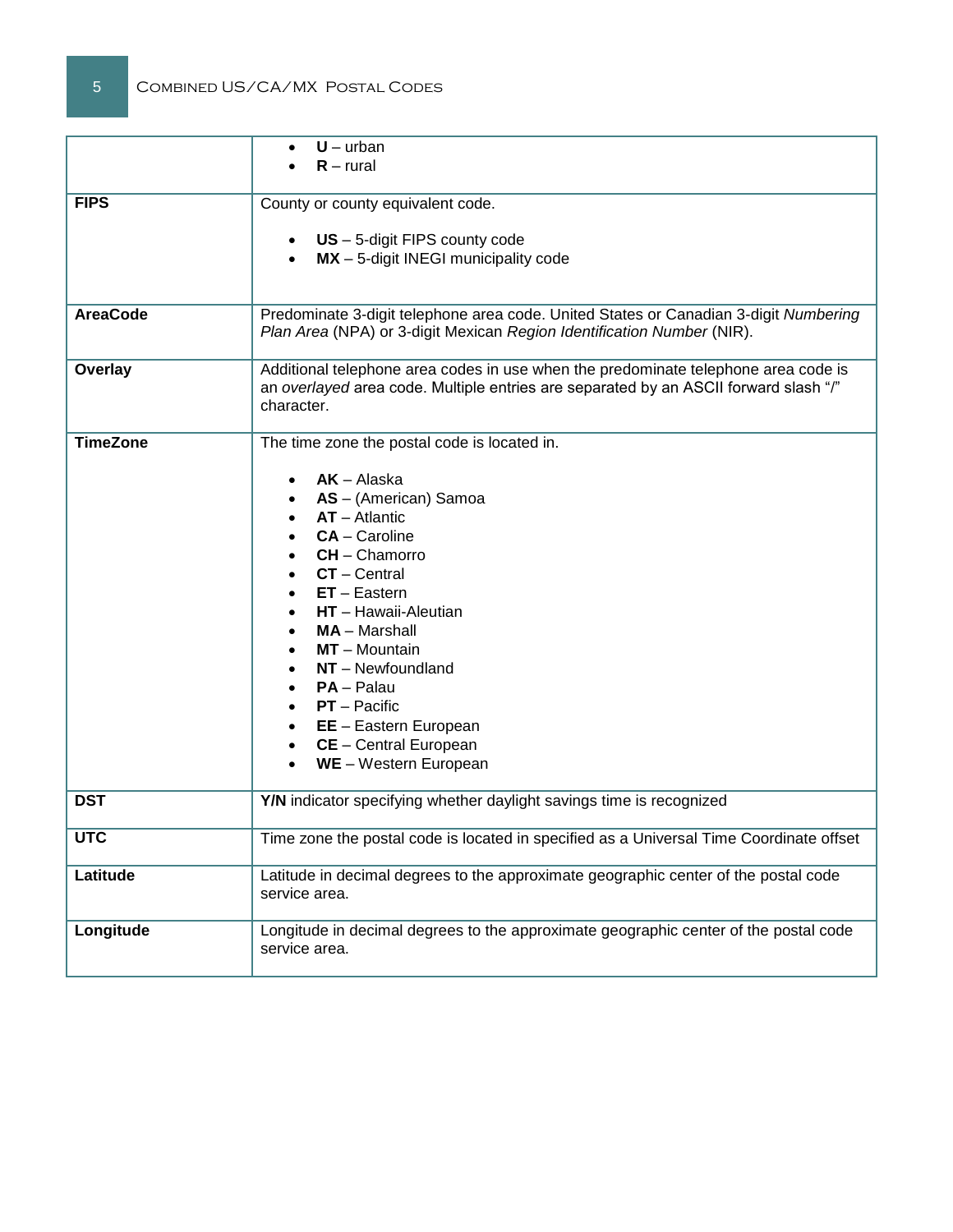| | |
|---|---|
| | • **U** – urban<br>• **R** – rural |
| **FIPS** | County or county equivalent code.<br><br>• **US** – 5-digit FIPS county code<br>• **MX** – 5-digit INEGI municipality code |
| **AreaCode** | Predominate 3-digit telephone area code. United States or Canadian 3-digit *Numbering Plan Area* (NPA) or 3-digit Mexican *Region Identification Number* (NIR). |
| **Overlay** | Additional telephone area codes in use when the predominate telephone area code is an *overlayed* area code. Multiple entries are separated by an ASCII forward slash "/" character. |
| **TimeZone** | The time zone the postal code is located in.<br><br>• **AK** – Alaska<br>• **AS** – (American) Samoa<br>• **AT** – Atlantic<br>• **CA** – Caroline<br>• **CH** – Chamorro<br>• **CT** – Central<br>• **ET** – Eastern<br>• **HT** – Hawaii-Aleutian<br>• **MA** – Marshall<br>• **MT** – Mountain<br>• **NT** – Newfoundland<br>• **PA** – Palau<br>• **PT** – Pacific<br>• **EE** – Eastern European<br>• **CE** – Central European<br>• **WE** – Western European |
| **DST** | **Y/N** indicator specifying whether daylight savings time is recognized |
| **UTC** | Time zone the postal code is located in specified as a Universal Time Coordinate offset |
| **Latitude** | Latitude in decimal degrees to the approximate geographic center of the postal code service area. |
| **Longitude** | Longitude in decimal degrees to the approximate geographic center of the postal code service area. |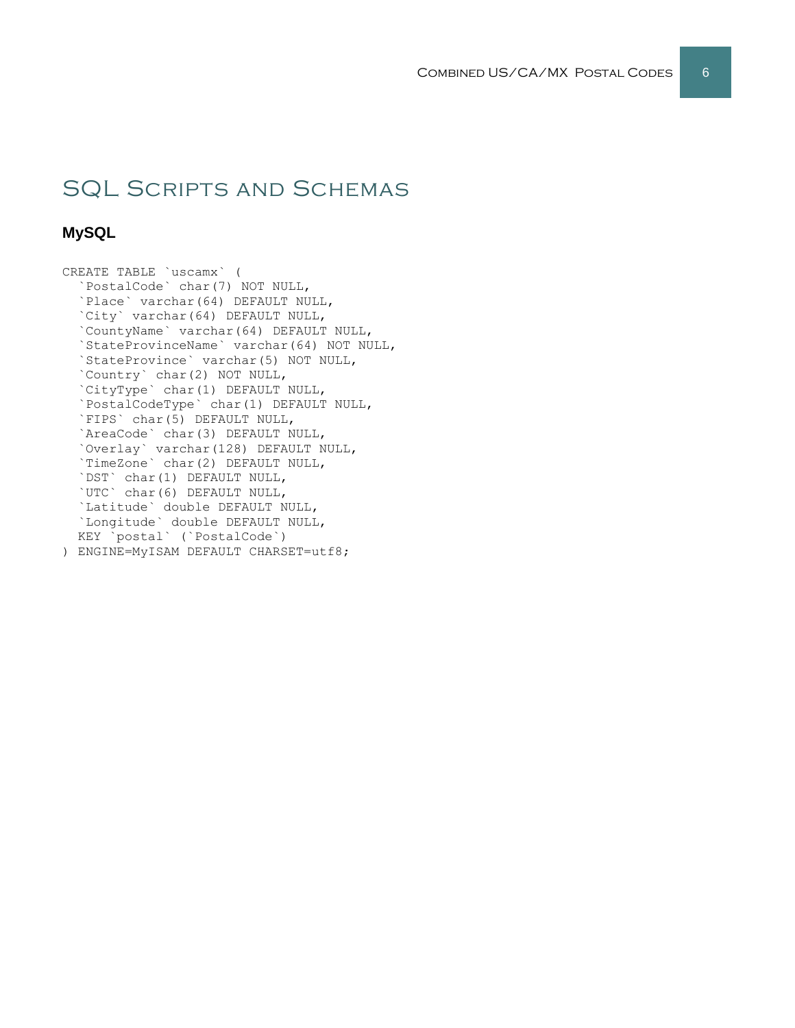# SQL Scripts and Schemas

## MySQL

```
CREATE TABLE `uscamx` (
  `PostalCode` char(7) NOT NULL,
  `Place` varchar(64) DEFAULT NULL,
  `City` varchar(64) DEFAULT NULL,
  `CountyName` varchar(64) DEFAULT NULL,
  `StateProvinceName` varchar(64) NOT NULL,
  `StateProvince` varchar(5) NOT NULL,
  `Country` char(2) NOT NULL,
  `CityType` char(1) DEFAULT NULL,
  `PostalCodeType` char(1) DEFAULT NULL,
  `FIPS` char(5) DEFAULT NULL,
  `AreaCode` char(3) DEFAULT NULL,
  `Overlay` varchar(128) DEFAULT NULL,
  `TimeZone` char(2) DEFAULT NULL,
  `DST` char(1) DEFAULT NULL,
  `UTC` char(6) DEFAULT NULL,
  `Latitude` double DEFAULT NULL,
  `Longitude` double DEFAULT NULL,
  KEY `postal` (`PostalCode`)
) ENGINE=MyISAM DEFAULT CHARSET=utf8;
```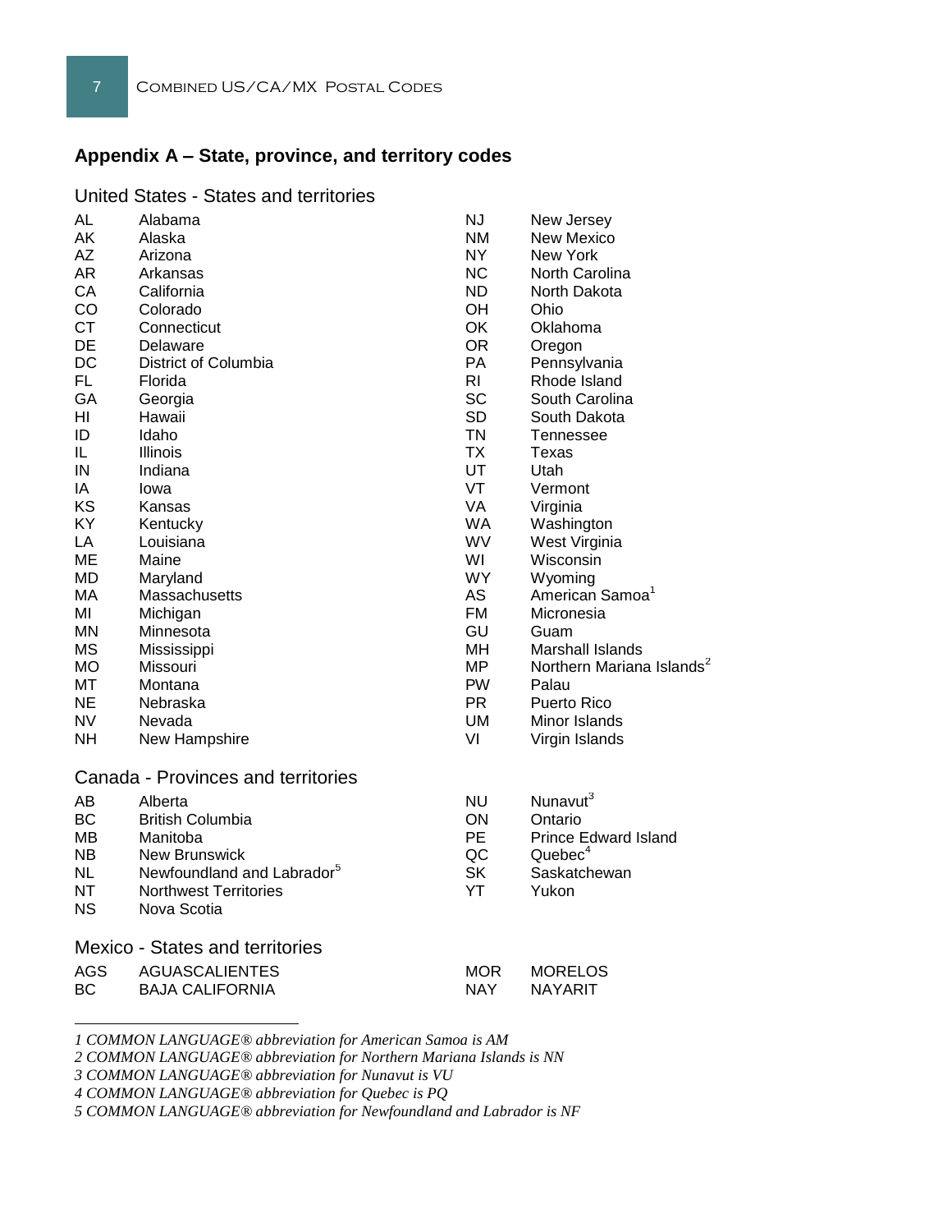## Appendix A – State, province, and territory codes

### United States - States and territories

| | |
|---|---|
| AL | Alabama |
| AK | Alaska |
| AZ | Arizona |
| AR | Arkansas |
| CA | California |
| CO | Colorado |
| CT | Connecticut |
| DE | Delaware |
| DC | District of Columbia |
| FL | Florida |
| GA | Georgia |
| HI | Hawaii |
| ID | Idaho |
| IL | Illinois |
| IN | Indiana |
| IA | Iowa |
| KS | Kansas |
| KY | Kentucky |
| LA | Louisiana |
| ME | Maine |
| MD | Maryland |
| MA | Massachusetts |
| MI | Michigan |
| MN | Minnesota |
| MS | Mississippi |
| MO | Missouri |
| MT | Montana |
| NE | Nebraska |
| NV | Nevada |
| NH | New Hampshire |
| NJ | New Jersey |
| NM | New Mexico |
| NY | New York |
| NC | North Carolina |
| ND | North Dakota |
| OH | Ohio |
| OK | Oklahoma |
| OR | Oregon |
| PA | Pennsylvania |
| RI | Rhode Island |
| SC | South Carolina |
| SD | South Dakota |
| TN | Tennessee |
| TX | Texas |
| UT | Utah |
| VT | Vermont |
| VA | Virginia |
| WA | Washington |
| WV | West Virginia |
| WI | Wisconsin |
| WY | Wyoming |
| AS | American Samoa[1] |
| FM | Micronesia |
| GU | Guam |
| MH | Marshall Islands |
| MP | Northern Mariana Islands[2] |
| PW | Palau |
| PR | Puerto Rico |
| UM | Minor Islands |
| VI | Virgin Islands |

### Canada - Provinces and territories

| | |
|---|---|
| AB | Alberta |
| BC | British Columbia |
| MB | Manitoba |
| NB | New Brunswick |
| NL | Newfoundland and Labrador[5] |
| NT | Northwest Territories |
| NS | Nova Scotia |
| NU | Nunavut[3] |
| ON | Ontario |
| PE | Prince Edward Island |
| QC | Quebec[4] |
| SK | Saskatchewan |
| YT | Yukon |

### Mexico - States and territories

| | |
|---|---|
| AGS | AGUASCALIENTES |
| BC | BAJA CALIFORNIA |
| MOR | MORELOS |
| NAY | NAYARIT |

---

*1 COMMON LANGUAGE® abbreviation for American Samoa is AM*

*2 COMMON LANGUAGE® abbreviation for Northern Mariana Islands is NN*

*3 COMMON LANGUAGE® abbreviation for Nunavut is VU*

*4 COMMON LANGUAGE® abbreviation for Quebec is PQ*

*5 COMMON LANGUAGE® abbreviation for Newfoundland and Labrador is NF*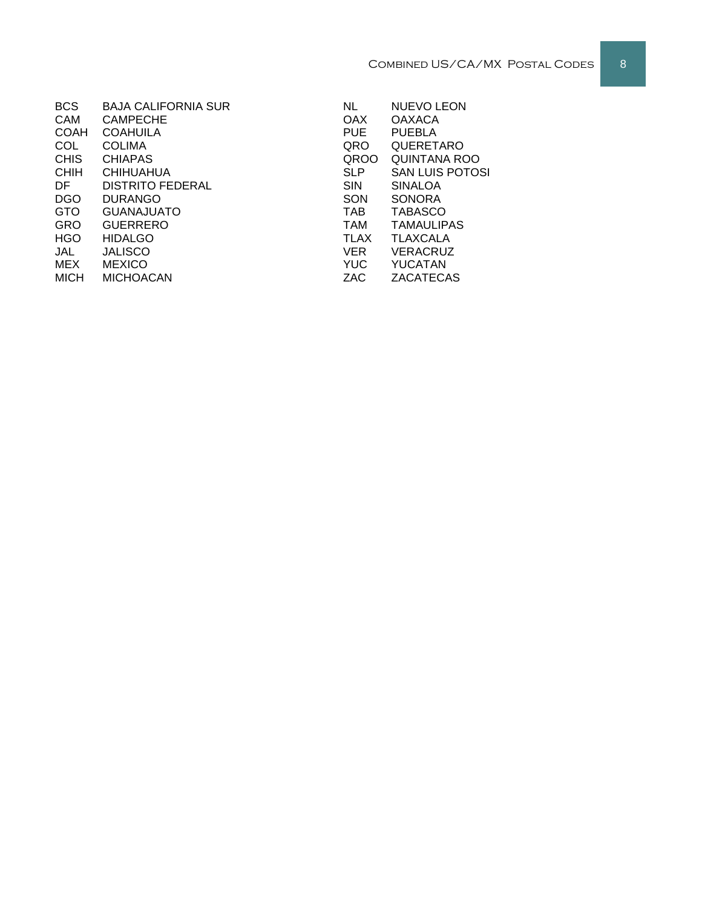| | |
|---|---|
| BCS | BAJA CALIFORNIA SUR |
| CAM | CAMPECHE |
| COAH | COAHUILA |
| COL | COLIMA |
| CHIS | CHIAPAS |
| CHIH | CHIHUAHUA |
| DF | DISTRITO FEDERAL |
| DGO | DURANGO |
| GTO | GUANAJUATO |
| GRO | GUERRERO |
| HGO | HIDALGO |
| JAL | JALISCO |
| MEX | MEXICO |
| MICH | MICHOACAN |
| NL | NUEVO LEON |
| OAX | OAXACA |
| PUE | PUEBLA |
| QRO | QUERETARO |
| QROO | QUINTANA ROO |
| SLP | SAN LUIS POTOSI |
| SIN | SINALOA |
| SON | SONORA |
| TAB | TABASCO |
| TAM | TAMAULIPAS |
| TLAX | TLAXCALA |
| VER | VERACRUZ |
| YUC | YUCATAN |
| ZAC | ZACATECAS |